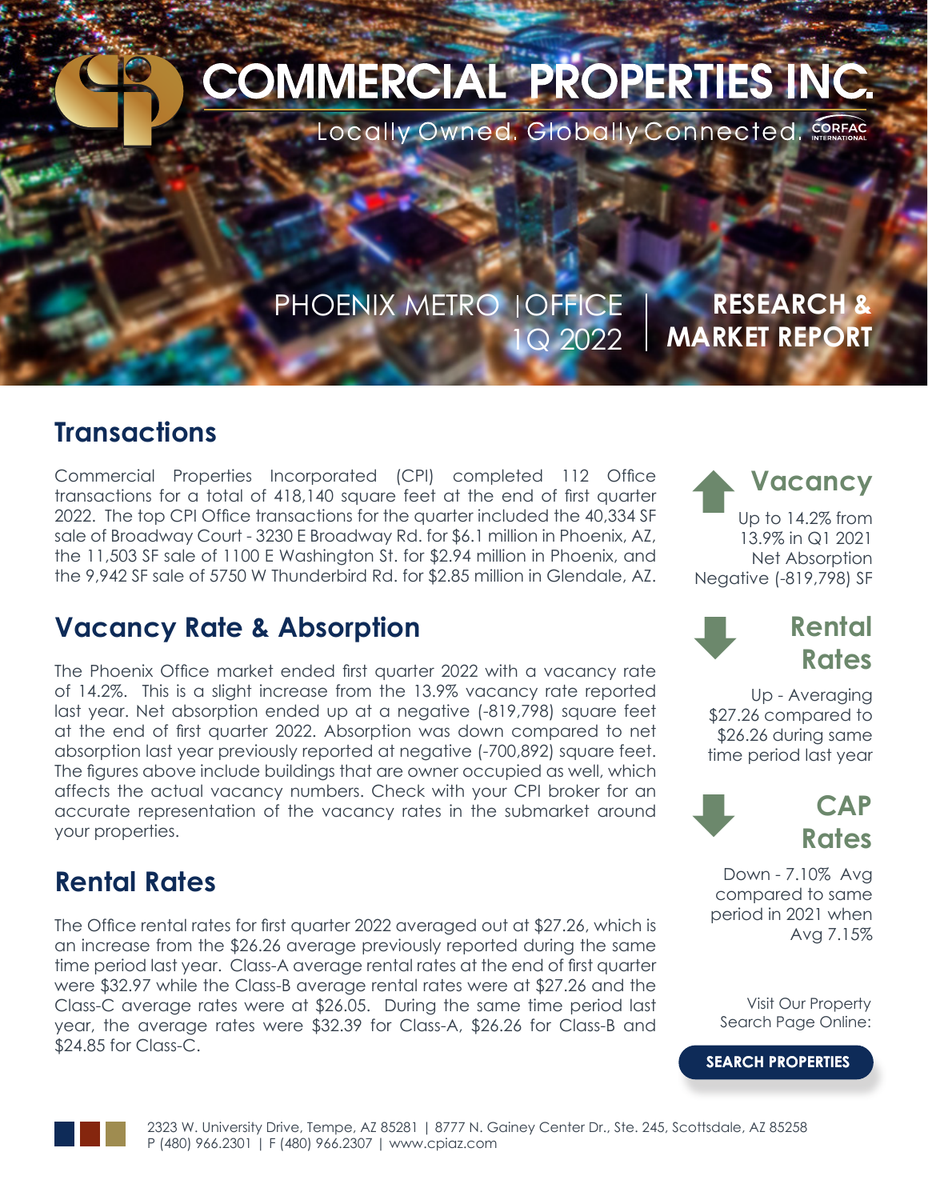# COMMERCIAL PROPERTIES INC.

Locally Owned. Globally Connected. CORFAC INTERNATIONAL

PHOENIX METRO | OFFICE
1Q 2022

**RESEARCH & MARKET REPORT**

## Transactions

Commercial Properties Incorporated (CPI) completed 112 Office transactions for a total of 418,140 square feet at the end of first quarter 2022. The top CPI Office transactions for the quarter included the 40,334 SF sale of Broadway Court - 3230 E Broadway Rd. for $6.1 million in Phoenix, AZ, the 11,503 SF sale of 1100 E Washington St. for $2.94 million in Phoenix, and the 9,942 SF sale of 5750 W Thunderbird Rd. for $2.85 million in Glendale, AZ.

## Vacancy Rate & Absorption

The Phoenix Office market ended first quarter 2022 with a vacancy rate of 14.2%. This is a slight increase from the 13.9% vacancy rate reported last year. Net absorption ended up at a negative (-819,798) square feet at the end of first quarter 2022. Absorption was down compared to net absorption last year previously reported at negative (-700,892) square feet. The figures above include buildings that are owner occupied as well, which affects the actual vacancy numbers. Check with your CPI broker for an accurate representation of the vacancy rates in the submarket around your properties.

## Rental Rates

The Office rental rates for first quarter 2022 averaged out at $27.26, which is an increase from the $26.26 average previously reported during the same time period last year. Class-A average rental rates at the end of first quarter were $32.97 while the Class-B average rental rates were at $27.26 and the Class-C average rates were at $26.05. During the same time period last year, the average rates were $32.39 for Class-A, $26.26 for Class-B and $24.85 for Class-C.

### Vacancy

Up to 14.2% from 13.9% in Q1 2021
Net Absorption Negative (-819,798) SF

### Rental Rates

Up - Averaging $27.26 compared to $26.26 during same time period last year

### CAP Rates

Down - 7.10% Avg compared to same period in 2021 when Avg 7.15%

Visit Our Property Search Page Online:

**SEARCH PROPERTIES**

2323 W. University Drive, Tempe, AZ 85281 | 8777 N. Gainey Center Dr., Ste. 245, Scottsdale, AZ 85258
P (480) 966.2301 | F (480) 966.2307 | www.cpiaz.com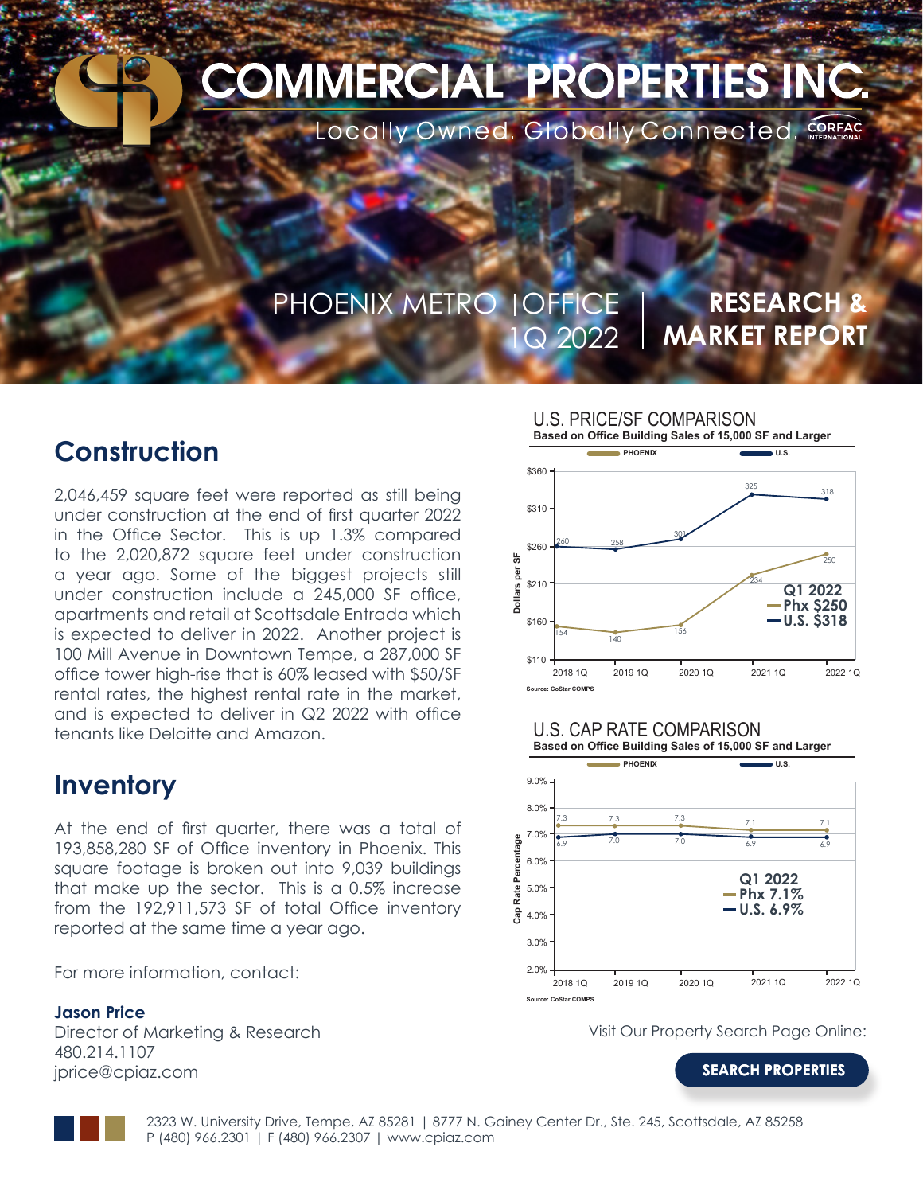# COMMERCIAL PROPERTIES INC.

Locally Owned. Globally Connected. CORFAC INTERNATIONAL

PHOENIX METRO | OFFICE 1Q 2022

**RESEARCH & MARKET REPORT**

## Construction

2,046,459 square feet were reported as still being under construction at the end of first quarter 2022 in the Office Sector. This is up 1.3% compared to the 2,020,872 square feet under construction a year ago. Some of the biggest projects still under construction include a 245,000 SF office, apartments and retail at Scottsdale Entrada which is expected to deliver in 2022. Another project is 100 Mill Avenue in Downtown Tempe, a 287,000 SF office tower high-rise that is 60% leased with $50/SF rental rates, the highest rental rate in the market, and is expected to deliver in Q2 2022 with office tenants like Deloitte and Amazon.

## Inventory

At the end of first quarter, there was a total of 193,858,280 SF of Office inventory in Phoenix. This square footage is broken out into 9,039 buildings that make up the sector. This is a 0.5% increase from the 192,911,573 SF of total Office inventory reported at the same time a year ago.

For more information, contact:

**Jason Price**
Director of Marketing & Research
480.214.1107
jprice@cpiaz.com

### U.S. PRICE/SF COMPARISON

**Based on Office Building Sales of 15,000 SF and Larger**

| | 2018 1Q | 2019 1Q | 2020 1Q | 2021 1Q | 2022 1Q |
|---|---|---|---|---|---|
| PHOENIX | 154 | 140 | 156 | 234 | 250 |
| U.S. | 260 | 258 | 301 | 325 | 318 |

Q1 2022
Phx $250
U.S. $318

Source: CoStar COMPS

### U.S. CAP RATE COMPARISON

**Based on Office Building Sales of 15,000 SF and Larger**

| | 2018 1Q | 2019 1Q | 2020 1Q | 2021 1Q | 2022 1Q |
|---|---|---|---|---|---|
| PHOENIX | 7.3 | 7.3 | 7.3 | 7.1 | 7.1 |
| U.S. | 6.9 | 7.0 | 7.0 | 6.9 | 6.9 |

Q1 2022
Phx 7.1%
U.S. 6.9%

Source: CoStar COMPS

Visit Our Property Search Page Online:

SEARCH PROPERTIES

2323 W. University Drive, Tempe, AZ 85281 | 8777 N. Gainey Center Dr., Ste. 245, Scottsdale, AZ 85258
P (480) 966.2301 | F (480) 966.2307 | www.cpiaz.com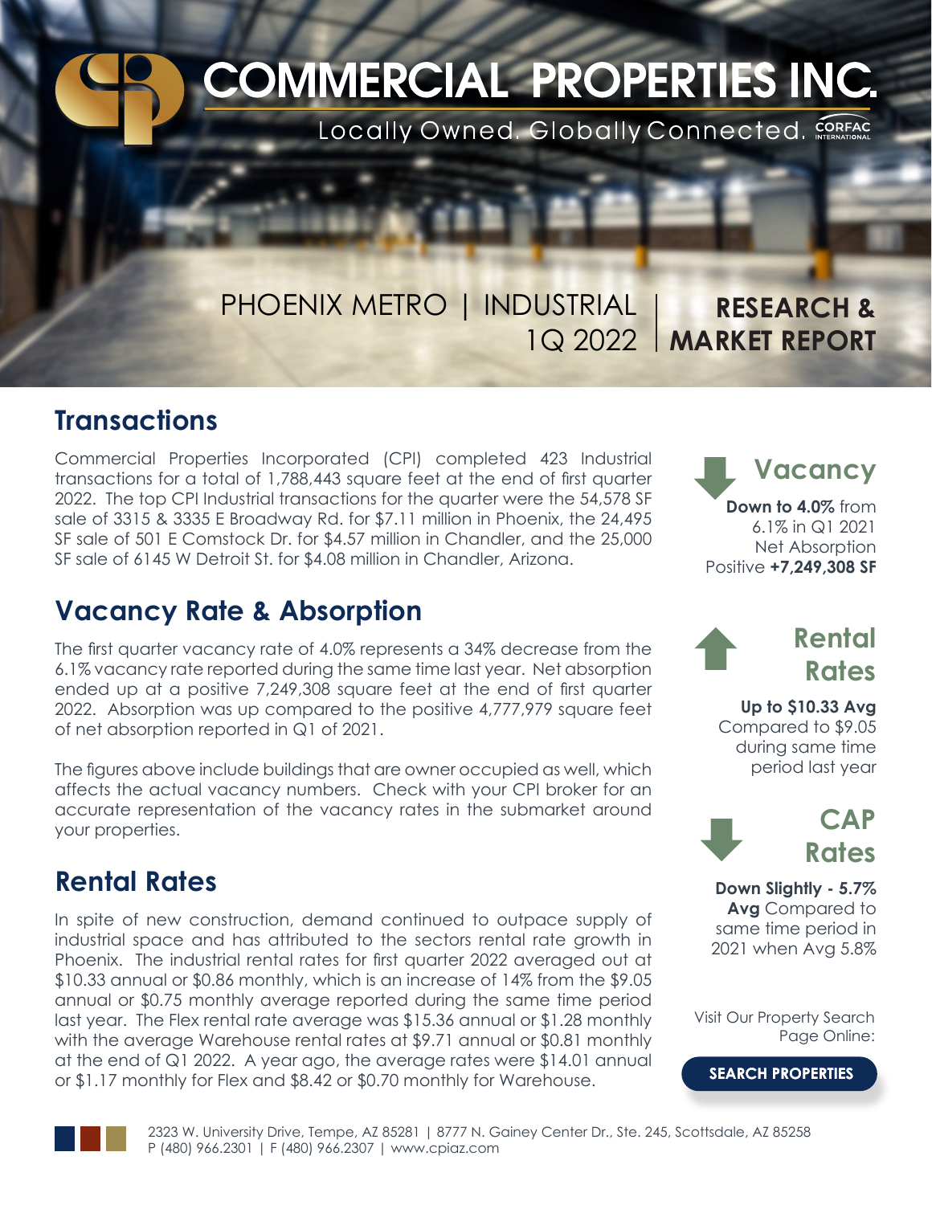# COMMERCIAL PROPERTIES INC.

Locally Owned. Globally Connected. CORFAC INTERNATIONAL

PHOENIX METRO | INDUSTRIAL 1Q 2022 | **RESEARCH & MARKET REPORT**

## Transactions

Commercial Properties Incorporated (CPI) completed 423 Industrial transactions for a total of 1,788,443 square feet at the end of first quarter 2022. The top CPI Industrial transactions for the quarter were the 54,578 SF sale of 3315 & 3335 E Broadway Rd. for $7.11 million in Phoenix, the 24,495 SF sale of 501 E Comstock Dr. for $4.57 million in Chandler, and the 25,000 SF sale of 6145 W Detroit St. for $4.08 million in Chandler, Arizona.

## Vacancy Rate & Absorption

The first quarter vacancy rate of 4.0% represents a 34% decrease from the 6.1% vacancy rate reported during the same time last year. Net absorption ended up at a positive 7,249,308 square feet at the end of first quarter 2022. Absorption was up compared to the positive 4,777,979 square feet of net absorption reported in Q1 of 2021.

The figures above include buildings that are owner occupied as well, which affects the actual vacancy numbers. Check with your CPI broker for an accurate representation of the vacancy rates in the submarket around your properties.

## Rental Rates

In spite of new construction, demand continued to outpace supply of industrial space and has attributed to the sectors rental rate growth in Phoenix. The industrial rental rates for first quarter 2022 averaged out at $10.33 annual or $0.86 monthly, which is an increase of 14% from the $9.05 annual or $0.75 monthly average reported during the same time period last year. The Flex rental rate average was $15.36 annual or $1.28 monthly with the average Warehouse rental rates at $9.71 annual or $0.81 monthly at the end of Q1 2022. A year ago, the average rates were $14.01 annual or $1.17 monthly for Flex and $8.42 or $0.70 monthly for Warehouse.

### Vacancy

**Down to 4.0%** from 6.1% in Q1 2021 Net Absorption Positive **+7,249,308 SF**

### Rental Rates

**Up to $10.33 Avg** Compared to $9.05 during same time period last year

### CAP Rates

**Down Slightly - 5.7% Avg** Compared to same time period in 2021 when Avg 5.8%

Visit Our Property Search Page Online:

**SEARCH PROPERTIES**

2323 W. University Drive, Tempe, AZ 85281 | 8777 N. Gainey Center Dr., Ste. 245, Scottsdale, AZ 85258
P (480) 966.2301 | F (480) 966.2307 | www.cpiaz.com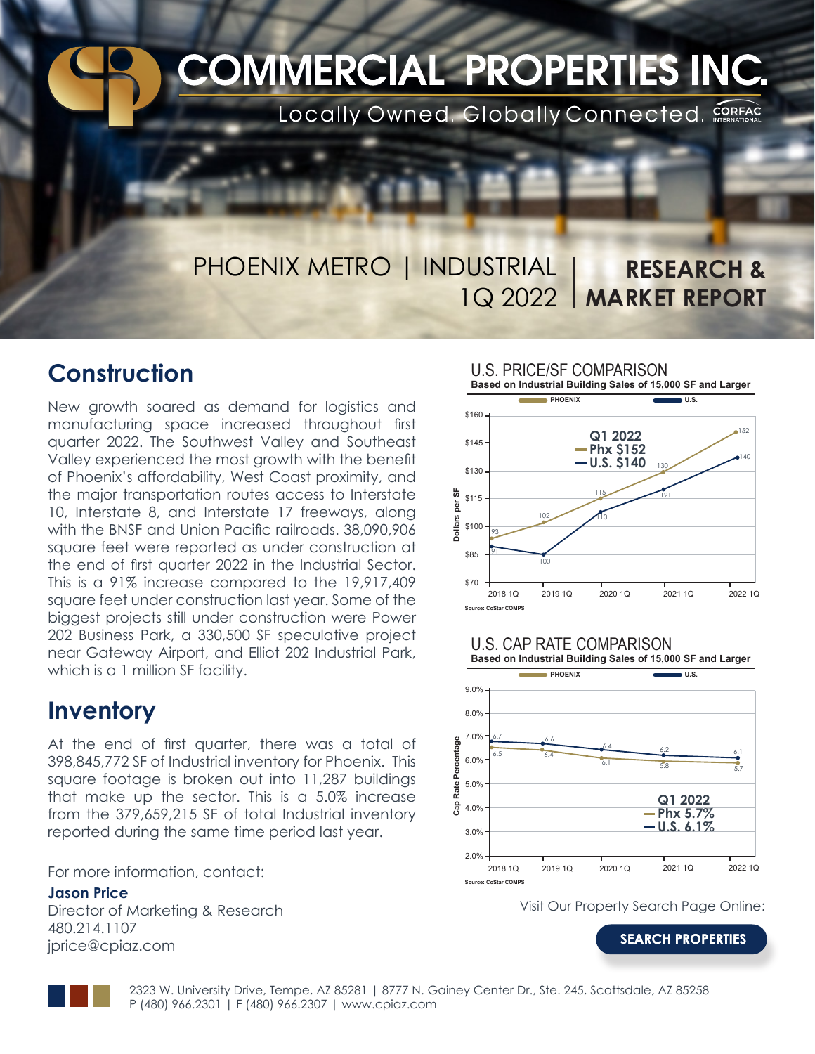# COMMERCIAL PROPERTIES INC.

Locally Owned. Globally Connected. CORFAC INTERNATIONAL

PHOENIX METRO | INDUSTRIAL 1Q 2022 | RESEARCH & MARKET REPORT

## Construction

New growth soared as demand for logistics and manufacturing space increased throughout first quarter 2022. The Southwest Valley and Southeast Valley experienced the most growth with the benefit of Phoenix's affordability, West Coast proximity, and the major transportation routes access to Interstate 10, Interstate 8, and Interstate 17 freeways, along with the BNSF and Union Pacific railroads. 38,090,906 square feet were reported as under construction at the end of first quarter 2022 in the Industrial Sector. This is a 91% increase compared to the 19,917,409 square feet under construction last year. Some of the biggest projects still under construction were Power 202 Business Park, a 330,500 SF speculative project near Gateway Airport, and Elliot 202 Industrial Park, which is a 1 million SF facility.

## Inventory

At the end of first quarter, there was a total of 398,845,772 SF of Industrial inventory for Phoenix. This square footage is broken out into 11,287 buildings that make up the sector. This is a 5.0% increase from the 379,659,215 SF of total Industrial inventory reported during the same time period last year.

For more information, contact:

**Jason Price**
Director of Marketing & Research
480.214.1107
jprice@cpiaz.com

### U.S. PRICE/SF COMPARISON

**Based on Industrial Building Sales of 15,000 SF and Larger**

PHOENIX
U.S.

Q1 2022
Phx $152
U.S. $140

Dollars per SF
$160, $145, $130, $115, $100, $85, $70
2018 1Q, 2019 1Q, 2020 1Q, 2021 1Q, 2022 1Q
93, 102, 115, 130, 152
91, 100, 110, 121, 140

Source: CoStar COMPS

### U.S. CAP RATE COMPARISON

**Based on Industrial Building Sales of 15,000 SF and Larger**

PHOENIX
U.S.

Q1 2022
Phx 5.7%
U.S. 6.1%

Cap Rate Percentage
9.0%, 8.0%, 7.0%, 6.0%, 5.0%, 4.0%, 3.0%, 2.0%
2018 1Q, 2019 1Q, 2020 1Q, 2021 1Q, 2022 1Q
6.7, 6.6, 6.4, 6.2, 6.1
6.5, 6.4, 6.1, 5.8, 5.7

Source: CoStar COMPS

Visit Our Property Search Page Online:

SEARCH PROPERTIES

2323 W. University Drive, Tempe, AZ 85281 | 8777 N. Gainey Center Dr., Ste. 245, Scottsdale, AZ 85258
P (480) 966.2301 | F (480) 966.2307 | www.cpiaz.com